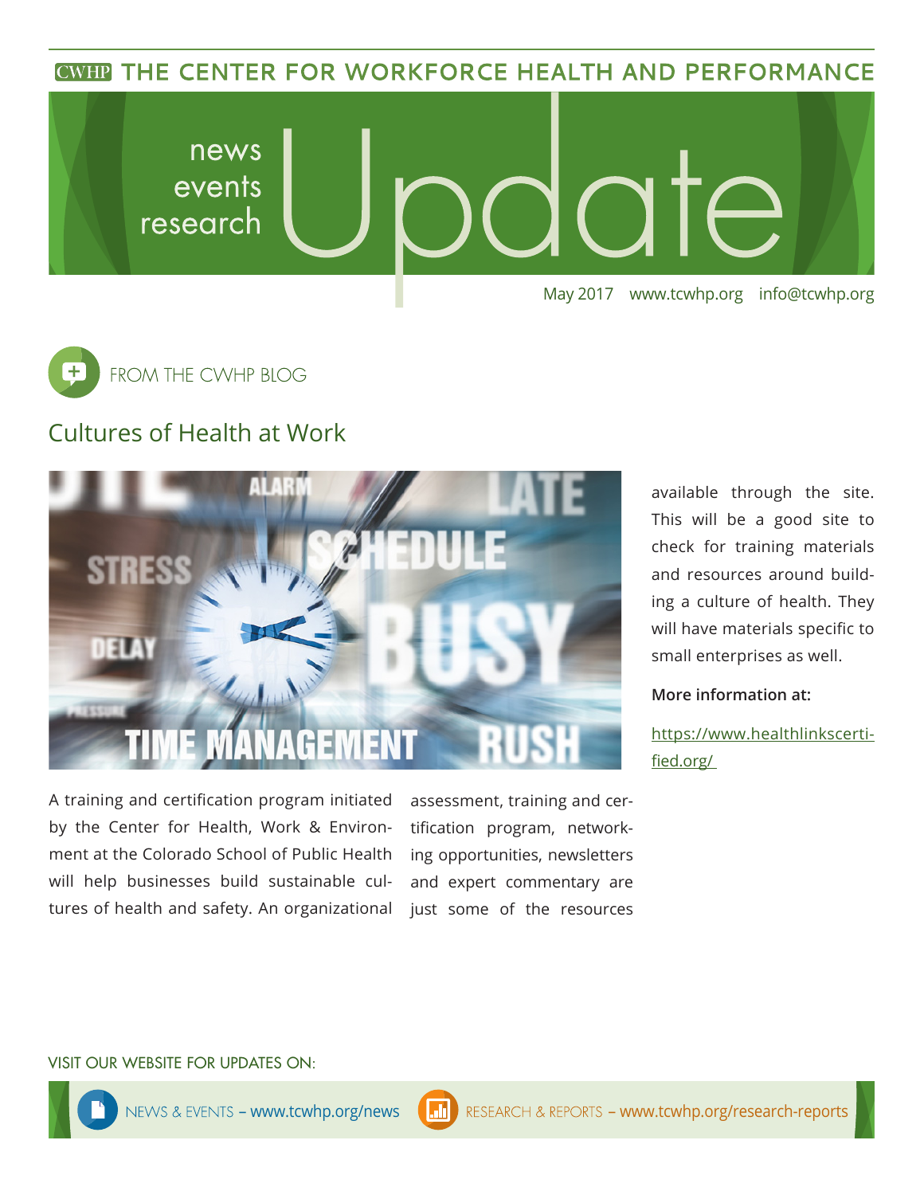THE CENTER FOR WORKFORCE HEALTH AND PERFORMANCE

# Update

news events research

May 2017 www.tcwhp.org info@tcwhp.org

## FROM THE CWHP BLOG

### Cultures of Health at Work

A training and certification program initiated by the Center for Health, Work & Environment at the Colorado School of Public Health will help businesses build sustainable cultures of health and safety. An organizational assessment, training and certification program, networking opportunities, newsletters and expert commentary are just some of the resources available through the site. This will be a good site to check for training materials and resources around building a culture of health. They will have materials specific to small enterprises as well.

**More information at:**

https://www.healthlinkscertified.org/

VISIT OUR WEBSITE FOR UPDATES ON:

NEWS & EVENTS – www.tcwhp.org/news

RESEARCH & REPORTS – www.tcwhp.org/research-reports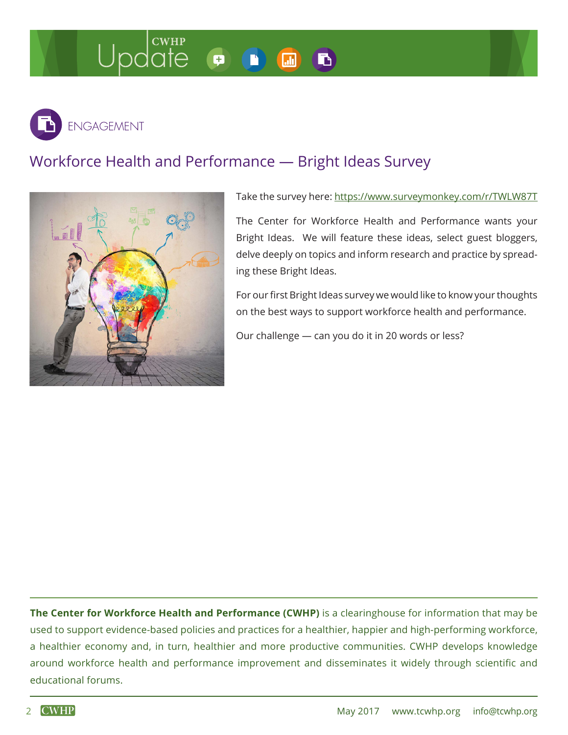## ENGAGEMENT

# Workforce Health and Performance — Bright Ideas Survey

Take the survey here: https://www.surveymonkey.com/r/TWLW87T

The Center for Workforce Health and Performance wants your Bright Ideas. We will feature these ideas, select guest bloggers, delve deeply on topics and inform research and practice by spreading these Bright Ideas.

For our first Bright Ideas survey we would like to know your thoughts on the best ways to support workforce health and performance.

Our challenge — can you do it in 20 words or less?

---

**The Center for Workforce Health and Performance (CWHP)** is a clearinghouse for information that may be used to support evidence-based policies and practices for a healthier, happier and high-performing workforce, a healthier economy and, in turn, healthier and more productive communities. CWHP develops knowledge around workforce health and performance improvement and disseminates it widely through scientific and educational forums.